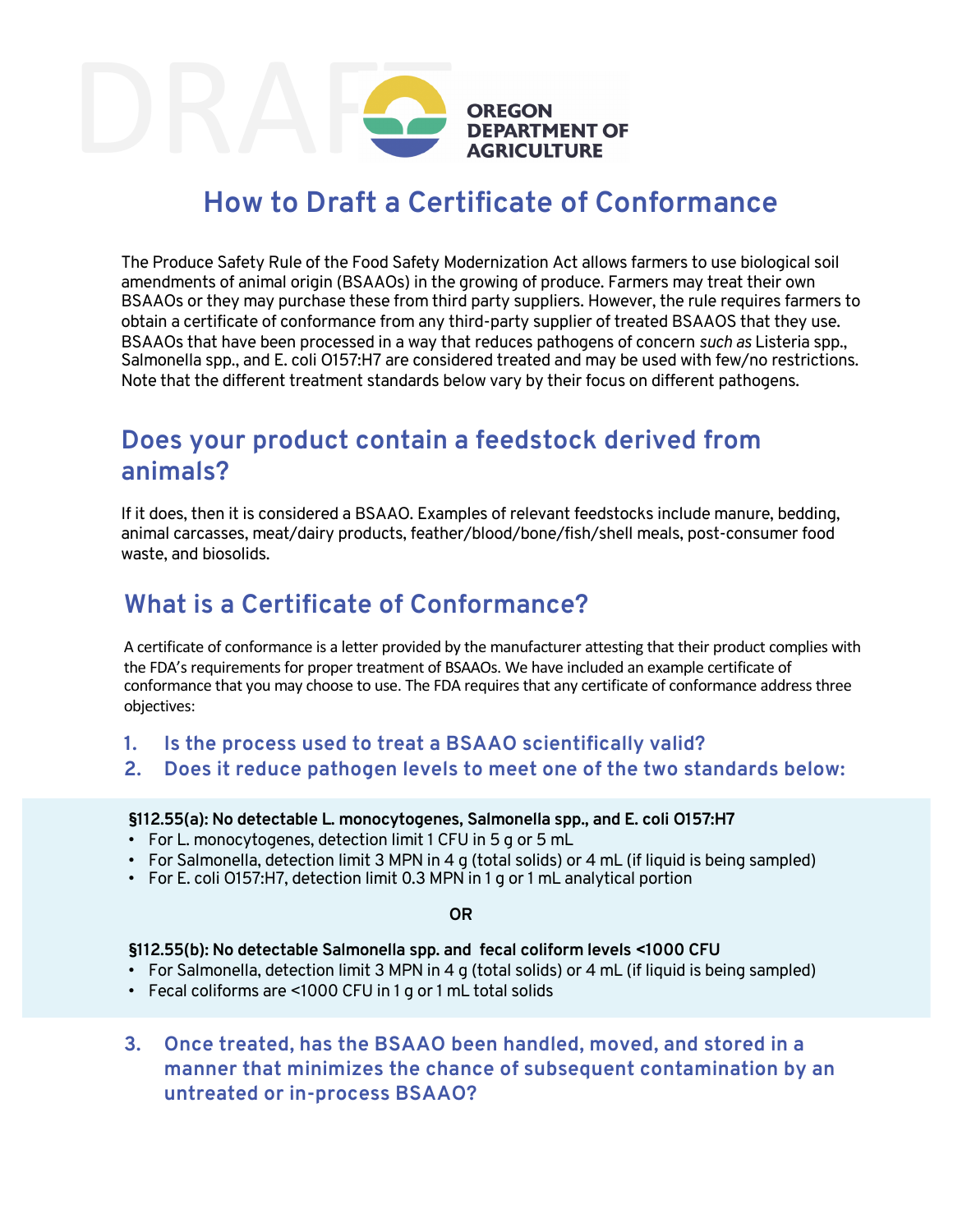DRAFT

OREGON DEPARTMENT OF AGRICULTURE

# How to Draft a Certificate of Conformance

The Produce Safety Rule of the Food Safety Modernization Act allows farmers to use biological soil amendments of animal origin (BSAAOs) in the growing of produce. Farmers may treat their own BSAAOs or they may purchase these from third party suppliers. However, the rule requires farmers to obtain a certificate of conformance from any third-party supplier of treated BSAAOS that they use. BSAAOs that have been processed in a way that reduces pathogens of concern *such as* Listeria spp., Salmonella spp., and E. coli O157:H7 are considered treated and may be used with few/no restrictions. Note that the different treatment standards below vary by their focus on different pathogens.

## Does your product contain a feedstock derived from animals?

If it does, then it is considered a BSAAO. Examples of relevant feedstocks include manure, bedding, animal carcasses, meat/dairy products, feather/blood/bone/fish/shell meals, post-consumer food waste, and biosolids.

## What is a Certificate of Conformance?

A certificate of conformance is a letter provided by the manufacturer attesting that their product complies with the FDA's requirements for proper treatment of BSAAOs. We have included an example certificate of conformance that you may choose to use. The FDA requires that any certificate of conformance address three objectives:

1. **Is the process used to treat a BSAAO scientifically valid?**
2. **Does it reduce pathogen levels to meet one of the two standards below:**

**§112.55(a): No detectable L. monocytogenes, Salmonella spp., and E. coli O157:H7**

- For L. monocytogenes, detection limit 1 CFU in 5 g or 5 mL
- For Salmonella, detection limit 3 MPN in 4 g (total solids) or 4 mL (if liquid is being sampled)
- For E. coli O157:H7, detection limit 0.3 MPN in 1 g or 1 mL analytical portion

**OR**

**§112.55(b): No detectable Salmonella spp. and fecal coliform levels <1000 CFU**

- For Salmonella, detection limit 3 MPN in 4 g (total solids) or 4 mL (if liquid is being sampled)
- Fecal coliforms are <1000 CFU in 1 g or 1 mL total solids

3. **Once treated, has the BSAAO been handled, moved, and stored in a manner that minimizes the chance of subsequent contamination by an untreated or in-process BSAAO?**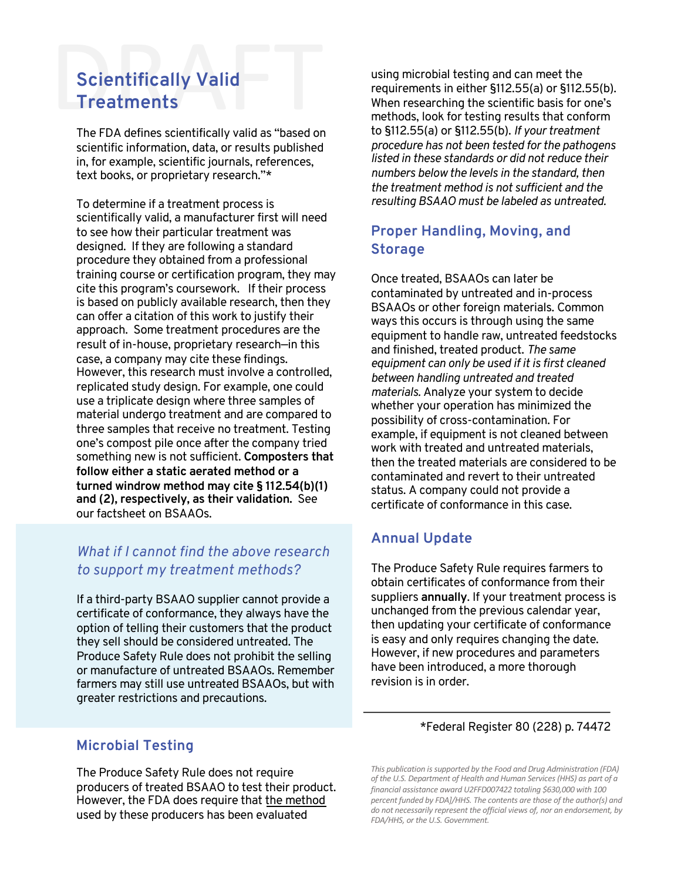## Scientifically Valid Treatments

The FDA defines scientifically valid as "based on scientific information, data, or results published in, for example, scientific journals, references, text books, or proprietary research."*

To determine if a treatment process is scientifically valid, a manufacturer first will need to see how their particular treatment was designed. If they are following a standard procedure they obtained from a professional training course or certification program, they may cite this program's coursework. If their process is based on publicly available research, then they can offer a citation of this work to justify their approach. Some treatment procedures are the result of in-house, proprietary research—in this case, a company may cite these findings. However, this research must involve a controlled, replicated study design. For example, one could use a triplicate design where three samples of material undergo treatment and are compared to three samples that receive no treatment. Testing one's compost pile once after the company tried something new is not sufficient. **Composters that follow either a static aerated method or a turned windrow method may cite § 112.54(b)(1) and (2), respectively, as their validation.** See our factsheet on BSAAOs.

### *What if I cannot find the above research to support my treatment methods?*

If a third-party BSAAO supplier cannot provide a certificate of conformance, they always have the option of telling their customers that the product they sell should be considered untreated. The Produce Safety Rule does not prohibit the selling or manufacture of untreated BSAAOs. Remember farmers may still use untreated BSAAOs, but with greater restrictions and precautions.

## Microbial Testing

The Produce Safety Rule does not require producers of treated BSAAO to test their product. However, the FDA does require that the method used by these producers has been evaluated using microbial testing and can meet the requirements in either §112.55(a) or §112.55(b). When researching the scientific basis for one's methods, look for testing results that conform to §112.55(a) or §112.55(b). *If your treatment procedure has not been tested for the pathogens listed in these standards or did not reduce their numbers below the levels in the standard, then the treatment method is not sufficient and the resulting BSAAO must be labeled as untreated.*

## Proper Handling, Moving, and Storage

Once treated, BSAAOs can later be contaminated by untreated and in-process BSAAOs or other foreign materials. Common ways this occurs is through using the same equipment to handle raw, untreated feedstocks and finished, treated product. *The same equipment can only be used if it is first cleaned between handling untreated and treated materials.* Analyze your system to decide whether your operation has minimized the possibility of cross-contamination. For example, if equipment is not cleaned between work with treated and untreated materials, then the treated materials are considered to be contaminated and revert to their untreated status. A company could not provide a certificate of conformance in this case.

## Annual Update

The Produce Safety Rule requires farmers to obtain certificates of conformance from their suppliers **annually**. If your treatment process is unchanged from the previous calendar year, then updating your certificate of conformance is easy and only requires changing the date. However, if new procedures and parameters have been introduced, a more thorough revision is in order.

---

*Federal Register 80 (228) p. 74472

*This publication is supported by the Food and Drug Administration (FDA) of the U.S. Department of Health and Human Services (HHS) as part of a financial assistance award U2FFD007422 totaling $630,000 with 100 percent funded by FDA]/HHS. The contents are those of the author(s) and do not necessarily represent the official views of, nor an endorsement, by FDA/HHS, or the U.S. Government.*